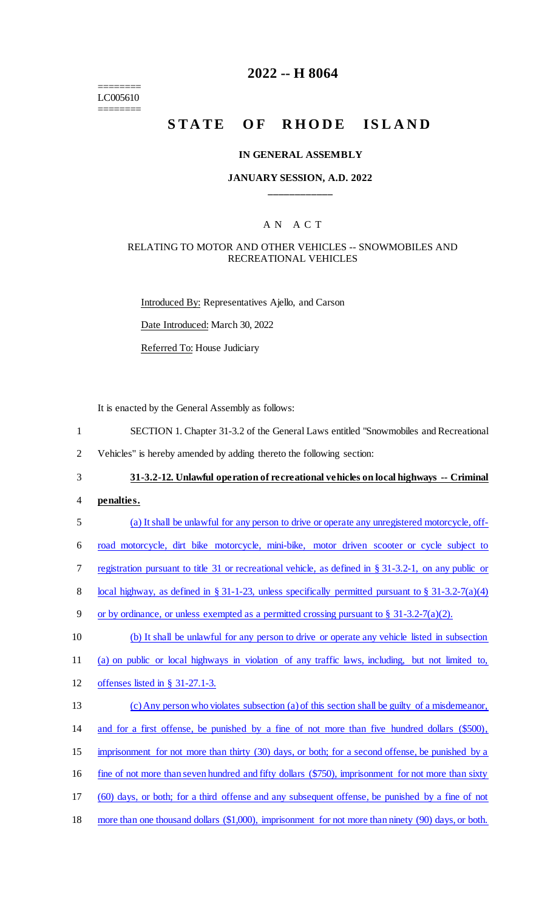========
LC005610
========

# 2022 -- H 8064

# STATE OF RHODE ISLAND

## IN GENERAL ASSEMBLY

### JANUARY SESSION, A.D. 2022

____________

A N A C T

RELATING TO MOTOR AND OTHER VEHICLES -- SNOWMOBILES AND RECREATIONAL VEHICLES

Introduced By: Representatives Ajello, and Carson

Date Introduced: March 30, 2022

Referred To: House Judiciary

It is enacted by the General Assembly as follows:

SECTION 1. Chapter 31-3.2 of the General Laws entitled "Snowmobiles and Recreational Vehicles" is hereby amended by adding thereto the following section:

**31-3.2-12. Unlawful operation of recreational vehicles on local highways -- Criminal penalties.**

(a) It shall be unlawful for any person to drive or operate any unregistered motorcycle, off-road motorcycle, dirt bike motorcycle, mini-bike, motor driven scooter or cycle subject to registration pursuant to title 31 or recreational vehicle, as defined in § 31-3.2-1, on any public or local highway, as defined in § 31-1-23, unless specifically permitted pursuant to § 31-3.2-7(a)(4) or by ordinance, or unless exempted as a permitted crossing pursuant to § 31-3.2-7(a)(2).

(b) It shall be unlawful for any person to drive or operate any vehicle listed in subsection (a) on public or local highways in violation of any traffic laws, including, but not limited to, offenses listed in § 31-27.1-3.

(c) Any person who violates subsection (a) of this section shall be guilty of a misdemeanor, and for a first offense, be punished by a fine of not more than five hundred dollars ($500), imprisonment for not more than thirty (30) days, or both; for a second offense, be punished by a fine of not more than seven hundred and fifty dollars ($750), imprisonment for not more than sixty (60) days, or both; for a third offense and any subsequent offense, be punished by a fine of not more than one thousand dollars ($1,000), imprisonment for not more than ninety (90) days, or both.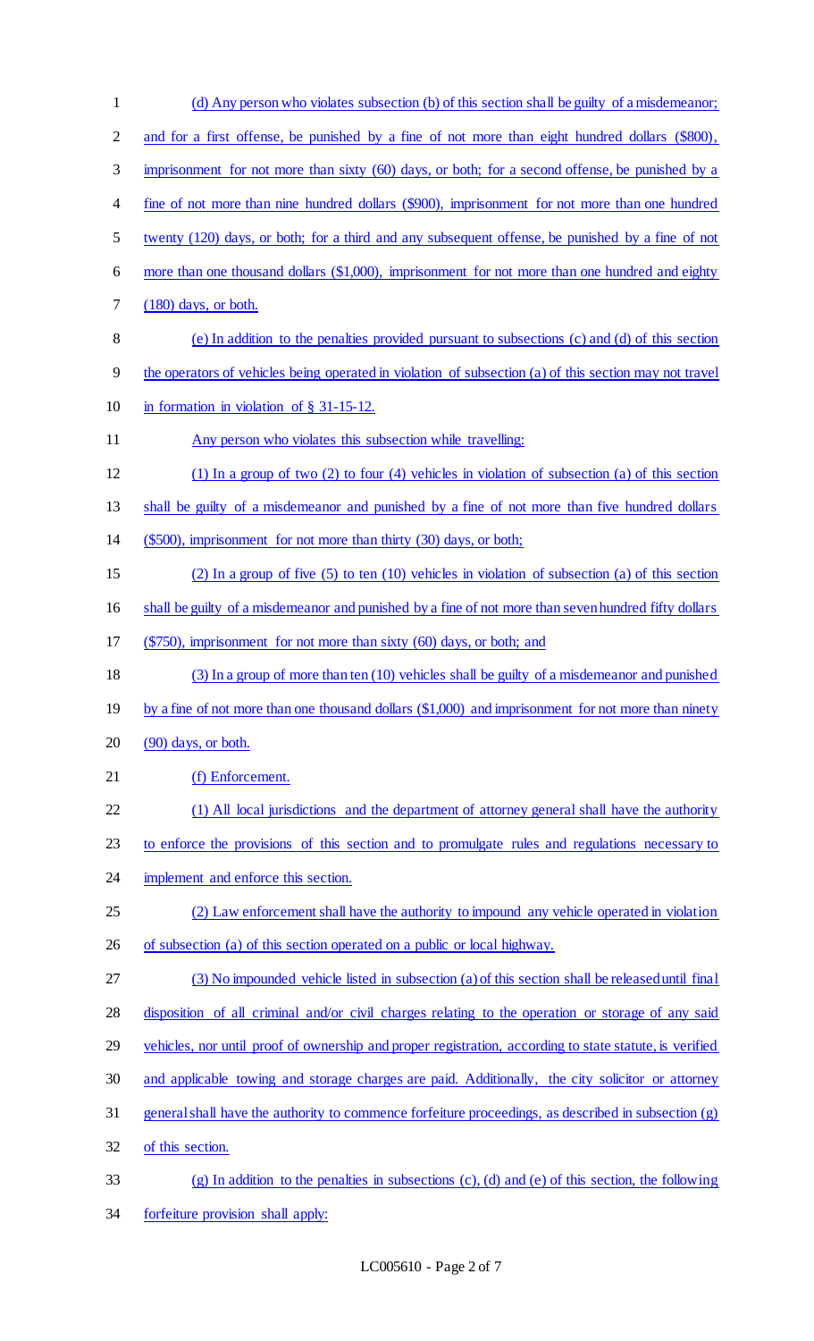(d) Any person who violates subsection (b) of this section shall be guilty of a misdemeanor; and for a first offense, be punished by a fine of not more than eight hundred dollars ($800), imprisonment for not more than sixty (60) days, or both; for a second offense, be punished by a fine of not more than nine hundred dollars ($900), imprisonment for not more than one hundred twenty (120) days, or both; for a third and any subsequent offense, be punished by a fine of not more than one thousand dollars ($1,000), imprisonment for not more than one hundred and eighty (180) days, or both.

(e) In addition to the penalties provided pursuant to subsections (c) and (d) of this section the operators of vehicles being operated in violation of subsection (a) of this section may not travel in formation in violation of § 31-15-12.

Any person who violates this subsection while travelling:

(1) In a group of two (2) to four (4) vehicles in violation of subsection (a) of this section shall be guilty of a misdemeanor and punished by a fine of not more than five hundred dollars ($500), imprisonment for not more than thirty (30) days, or both;

(2) In a group of five (5) to ten (10) vehicles in violation of subsection (a) of this section shall be guilty of a misdemeanor and punished by a fine of not more than seven hundred fifty dollars ($750), imprisonment for not more than sixty (60) days, or both; and

(3) In a group of more than ten (10) vehicles shall be guilty of a misdemeanor and punished by a fine of not more than one thousand dollars ($1,000) and imprisonment for not more than ninety (90) days, or both.

(f) Enforcement.

(1) All local jurisdictions and the department of attorney general shall have the authority to enforce the provisions of this section and to promulgate rules and regulations necessary to implement and enforce this section.

(2) Law enforcement shall have the authority to impound any vehicle operated in violation of subsection (a) of this section operated on a public or local highway.

(3) No impounded vehicle listed in subsection (a) of this section shall be released until final disposition of all criminal and/or civil charges relating to the operation or storage of any said vehicles, nor until proof of ownership and proper registration, according to state statute, is verified and applicable towing and storage charges are paid. Additionally, the city solicitor or attorney general shall have the authority to commence forfeiture proceedings, as described in subsection (g) of this section.

(g) In addition to the penalties in subsections (c), (d) and (e) of this section, the following forfeiture provision shall apply: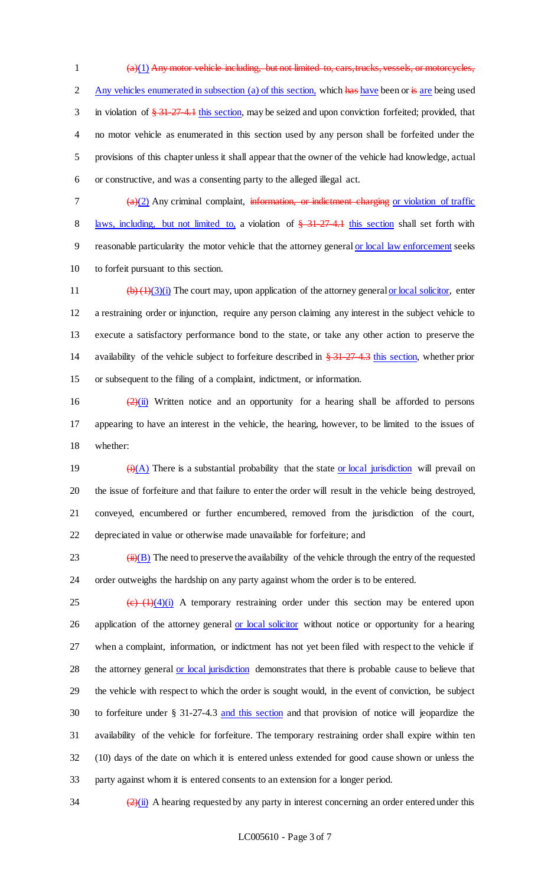(a)(1) Any motor vehicle including, but not limited to, cars, trucks, vessels, or motorcycles, Any vehicles enumerated in subsection (a) of this section, which has have been or is are being used in violation of § 31-27-4.1 this section, may be seized and upon conviction forfeited; provided, that no motor vehicle as enumerated in this section used by any person shall be forfeited under the provisions of this chapter unless it shall appear that the owner of the vehicle had knowledge, actual or constructive, and was a consenting party to the alleged illegal act.

(a)(2) Any criminal complaint, information, or indictment charging or violation of traffic laws, including, but not limited to, a violation of § 31-27-4.1 this section shall set forth with reasonable particularity the motor vehicle that the attorney general or local law enforcement seeks to forfeit pursuant to this section.

(b) (1)(3)(i) The court may, upon application of the attorney general or local solicitor, enter a restraining order or injunction, require any person claiming any interest in the subject vehicle to execute a satisfactory performance bond to the state, or take any other action to preserve the availability of the vehicle subject to forfeiture described in § 31-27-4.3 this section, whether prior or subsequent to the filing of a complaint, indictment, or information.

(2)(ii) Written notice and an opportunity for a hearing shall be afforded to persons appearing to have an interest in the vehicle, the hearing, however, to be limited to the issues of whether:

(i)(A) There is a substantial probability that the state or local jurisdiction will prevail on the issue of forfeiture and that failure to enter the order will result in the vehicle being destroyed, conveyed, encumbered or further encumbered, removed from the jurisdiction of the court, depreciated in value or otherwise made unavailable for forfeiture; and

(ii)(B) The need to preserve the availability of the vehicle through the entry of the requested order outweighs the hardship on any party against whom the order is to be entered.

(c) (1)(4)(i) A temporary restraining order under this section may be entered upon application of the attorney general or local solicitor without notice or opportunity for a hearing when a complaint, information, or indictment has not yet been filed with respect to the vehicle if the attorney general or local jurisdiction demonstrates that there is probable cause to believe that the vehicle with respect to which the order is sought would, in the event of conviction, be subject to forfeiture under § 31-27-4.3 and this section and that provision of notice will jeopardize the availability of the vehicle for forfeiture. The temporary restraining order shall expire within ten (10) days of the date on which it is entered unless extended for good cause shown or unless the party against whom it is entered consents to an extension for a longer period.

(2)(ii) A hearing requested by any party in interest concerning an order entered under this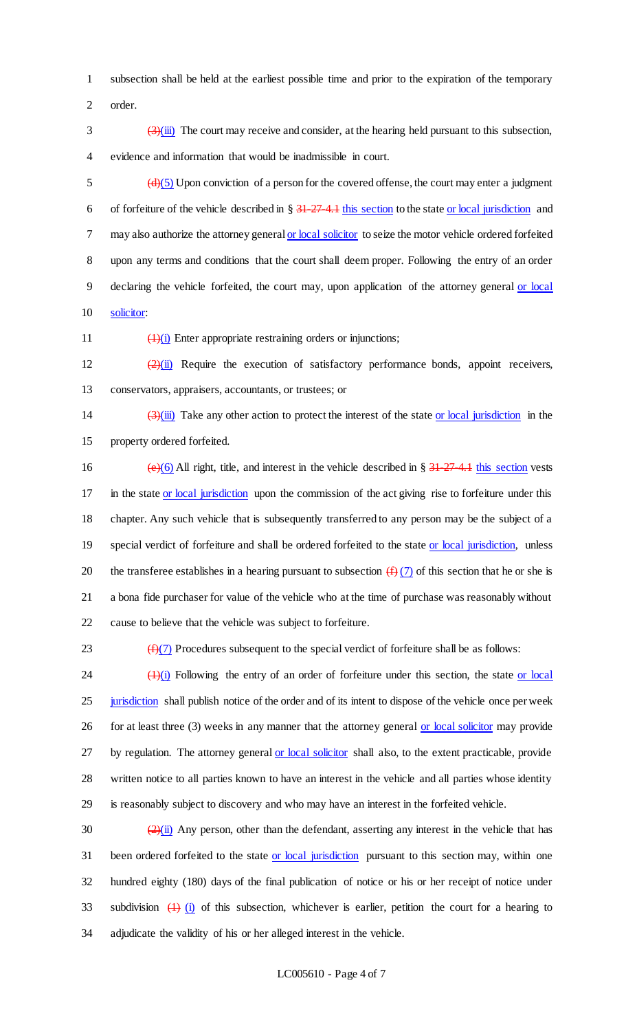subsection shall be held at the earliest possible time and prior to the expiration of the temporary order.

~~(3)~~(iii) The court may receive and consider, at the hearing held pursuant to this subsection, evidence and information that would be inadmissible in court.

~~(d)~~(5) Upon conviction of a person for the covered offense, the court may enter a judgment of forfeiture of the vehicle described in § ~~31-27-4.1~~ this section to the state or local jurisdiction and may also authorize the attorney general or local solicitor to seize the motor vehicle ordered forfeited upon any terms and conditions that the court shall deem proper. Following the entry of an order declaring the vehicle forfeited, the court may, upon application of the attorney general or local solicitor:

~~(1)~~(i) Enter appropriate restraining orders or injunctions;

~~(2)~~(ii) Require the execution of satisfactory performance bonds, appoint receivers, conservators, appraisers, accountants, or trustees; or

~~(3)~~(iii) Take any other action to protect the interest of the state or local jurisdiction in the property ordered forfeited.

~~(e)~~(6) All right, title, and interest in the vehicle described in § ~~31-27-4.1~~ this section vests in the state or local jurisdiction upon the commission of the act giving rise to forfeiture under this chapter. Any such vehicle that is subsequently transferred to any person may be the subject of a special verdict of forfeiture and shall be ordered forfeited to the state or local jurisdiction, unless the transferee establishes in a hearing pursuant to subsection ~~(f)~~ (7) of this section that he or she is a bona fide purchaser for value of the vehicle who at the time of purchase was reasonably without cause to believe that the vehicle was subject to forfeiture.

~~(f)~~(7) Procedures subsequent to the special verdict of forfeiture shall be as follows:

~~(1)~~(i) Following the entry of an order of forfeiture under this section, the state or local jurisdiction shall publish notice of the order and of its intent to dispose of the vehicle once per week for at least three (3) weeks in any manner that the attorney general or local solicitor may provide by regulation. The attorney general or local solicitor shall also, to the extent practicable, provide written notice to all parties known to have an interest in the vehicle and all parties whose identity is reasonably subject to discovery and who may have an interest in the forfeited vehicle.

~~(2)~~(ii) Any person, other than the defendant, asserting any interest in the vehicle that has been ordered forfeited to the state or local jurisdiction pursuant to this section may, within one hundred eighty (180) days of the final publication of notice or his or her receipt of notice under subdivision ~~(1)~~ (i) of this subsection, whichever is earlier, petition the court for a hearing to adjudicate the validity of his or her alleged interest in the vehicle.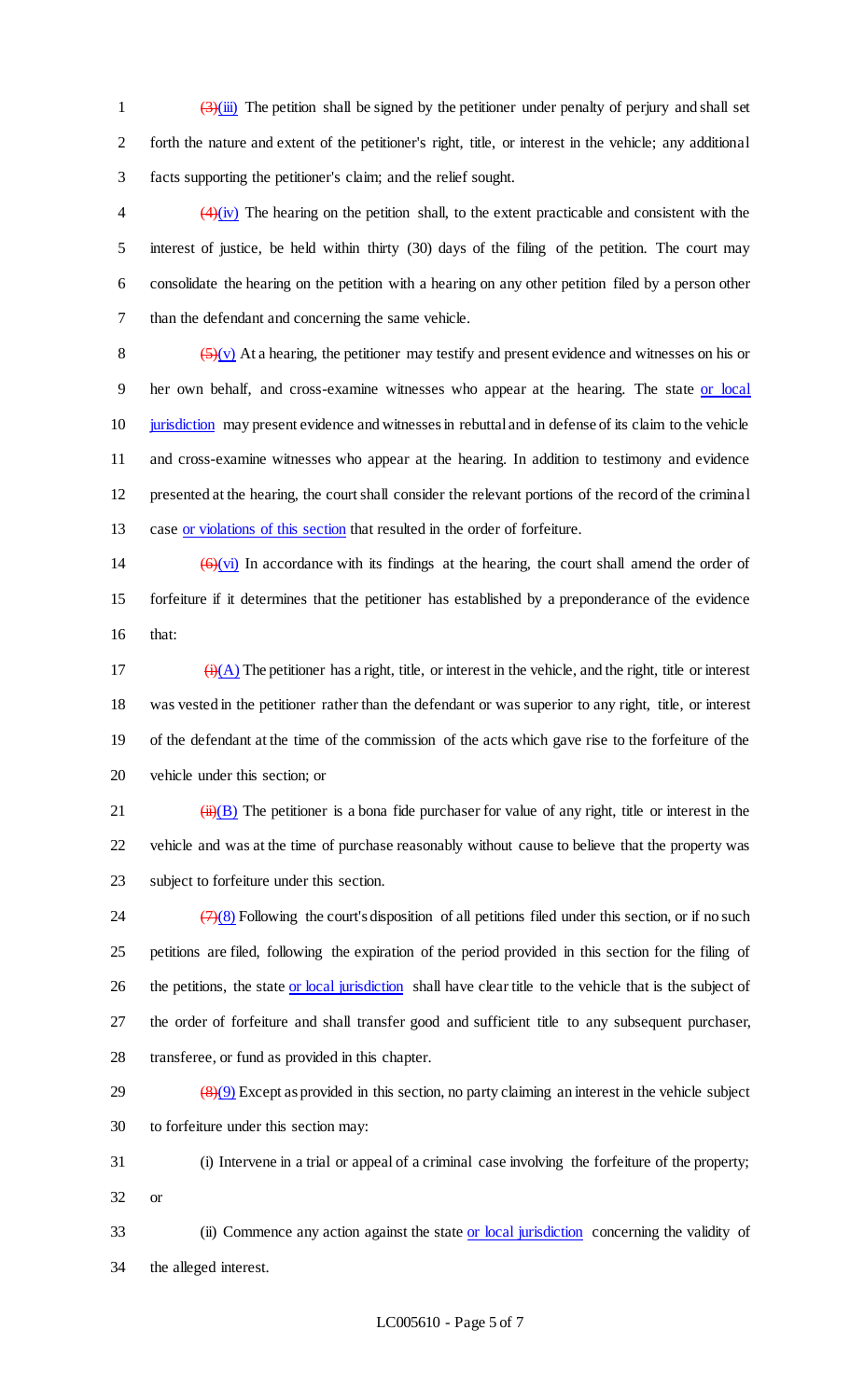~~(3)~~(iii) The petition shall be signed by the petitioner under penalty of perjury and shall set forth the nature and extent of the petitioner's right, title, or interest in the vehicle; any additional facts supporting the petitioner's claim; and the relief sought.

~~(4)~~(iv) The hearing on the petition shall, to the extent practicable and consistent with the interest of justice, be held within thirty (30) days of the filing of the petition. The court may consolidate the hearing on the petition with a hearing on any other petition filed by a person other than the defendant and concerning the same vehicle.

~~(5)~~(v) At a hearing, the petitioner may testify and present evidence and witnesses on his or her own behalf, and cross-examine witnesses who appear at the hearing. The state <u>or local jurisdiction</u> may present evidence and witnesses in rebuttal and in defense of its claim to the vehicle and cross-examine witnesses who appear at the hearing. In addition to testimony and evidence presented at the hearing, the court shall consider the relevant portions of the record of the criminal case <u>or violations of this section</u> that resulted in the order of forfeiture.

~~(6)~~(vi) In accordance with its findings at the hearing, the court shall amend the order of forfeiture if it determines that the petitioner has established by a preponderance of the evidence that:

~~(i)~~(A) The petitioner has a right, title, or interest in the vehicle, and the right, title or interest was vested in the petitioner rather than the defendant or was superior to any right, title, or interest of the defendant at the time of the commission of the acts which gave rise to the forfeiture of the vehicle under this section; or

~~(ii)~~(B) The petitioner is a bona fide purchaser for value of any right, title or interest in the vehicle and was at the time of purchase reasonably without cause to believe that the property was subject to forfeiture under this section.

~~(7)~~(8) Following the court's disposition of all petitions filed under this section, or if no such petitions are filed, following the expiration of the period provided in this section for the filing of the petitions, the state <u>or local jurisdiction</u> shall have clear title to the vehicle that is the subject of the order of forfeiture and shall transfer good and sufficient title to any subsequent purchaser, transferee, or fund as provided in this chapter.

~~(8)~~(9) Except as provided in this section, no party claiming an interest in the vehicle subject to forfeiture under this section may:

(i) Intervene in a trial or appeal of a criminal case involving the forfeiture of the property; or

(ii) Commence any action against the state <u>or local jurisdiction</u> concerning the validity of the alleged interest.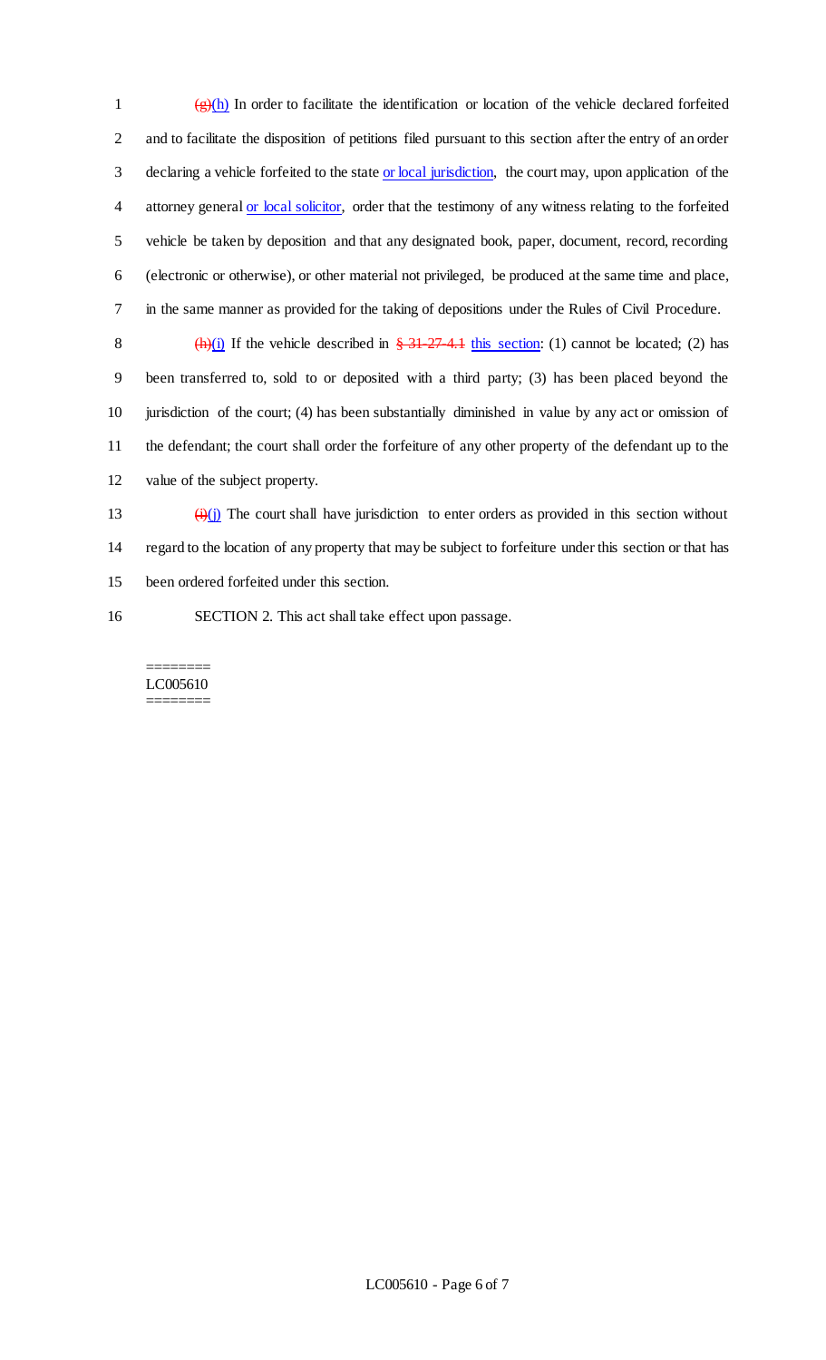~~(g)~~(h) In order to facilitate the identification or location of the vehicle declared forfeited and to facilitate the disposition of petitions filed pursuant to this section after the entry of an order declaring a vehicle forfeited to the state or local jurisdiction, the court may, upon application of the attorney general or local solicitor, order that the testimony of any witness relating to the forfeited vehicle be taken by deposition and that any designated book, paper, document, record, recording (electronic or otherwise), or other material not privileged, be produced at the same time and place, in the same manner as provided for the taking of depositions under the Rules of Civil Procedure.

~~(h)~~(i) If the vehicle described in ~~§ 31-27-4.1~~ this section: (1) cannot be located; (2) has been transferred to, sold to or deposited with a third party; (3) has been placed beyond the jurisdiction of the court; (4) has been substantially diminished in value by any act or omission of the defendant; the court shall order the forfeiture of any other property of the defendant up to the value of the subject property.

~~(i)~~(j) The court shall have jurisdiction to enter orders as provided in this section without regard to the location of any property that may be subject to forfeiture under this section or that has been ordered forfeited under this section.

SECTION 2. This act shall take effect upon passage.

========
LC005610
========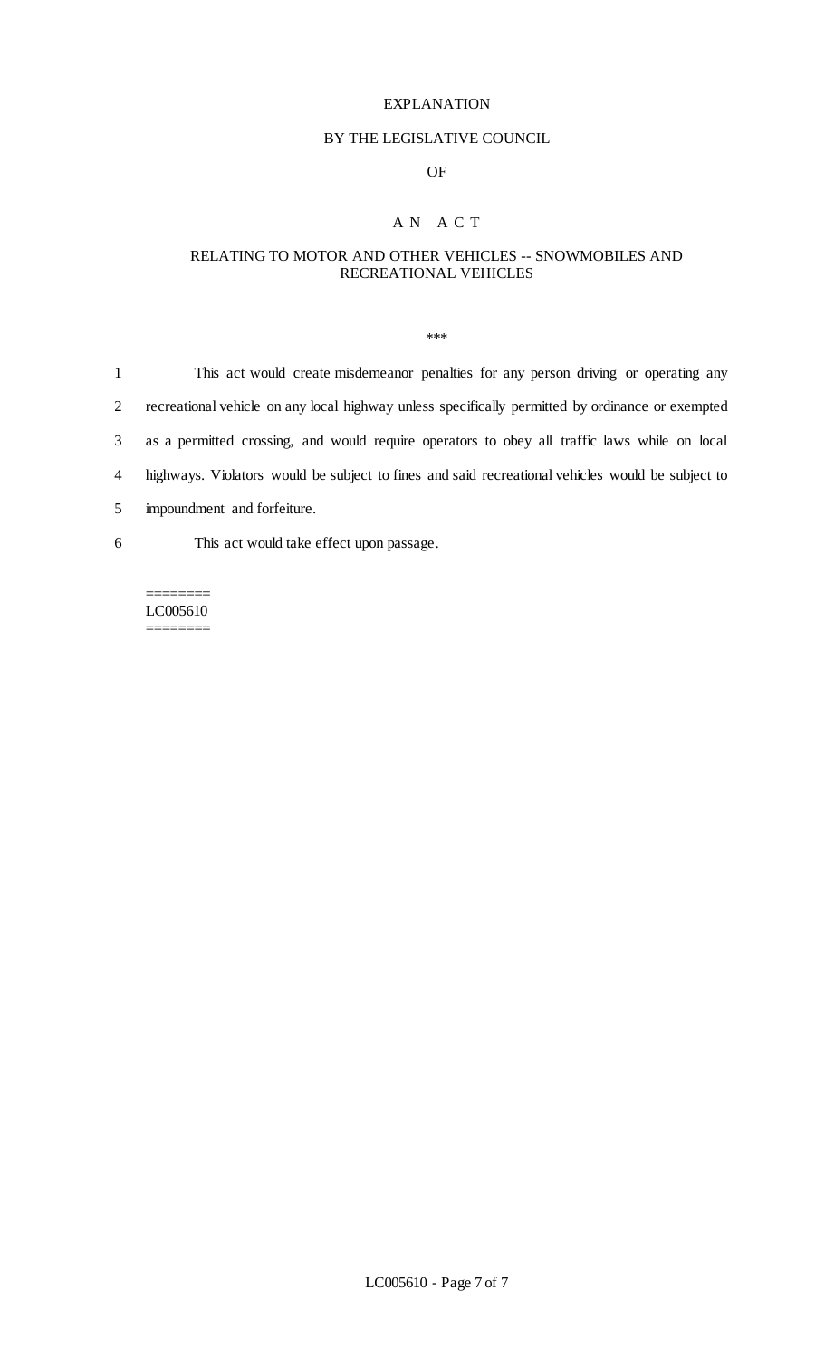EXPLANATION

BY THE LEGISLATIVE COUNCIL

OF

A N A C T

RELATING TO MOTOR AND OTHER VEHICLES -- SNOWMOBILES AND RECREATIONAL VEHICLES

***

This act would create misdemeanor penalties for any person driving or operating any recreational vehicle on any local highway unless specifically permitted by ordinance or exempted as a permitted crossing, and would require operators to obey all traffic laws while on local highways. Violators would be subject to fines and said recreational vehicles would be subject to impoundment and forfeiture.

This act would take effect upon passage.

========
LC005610
========